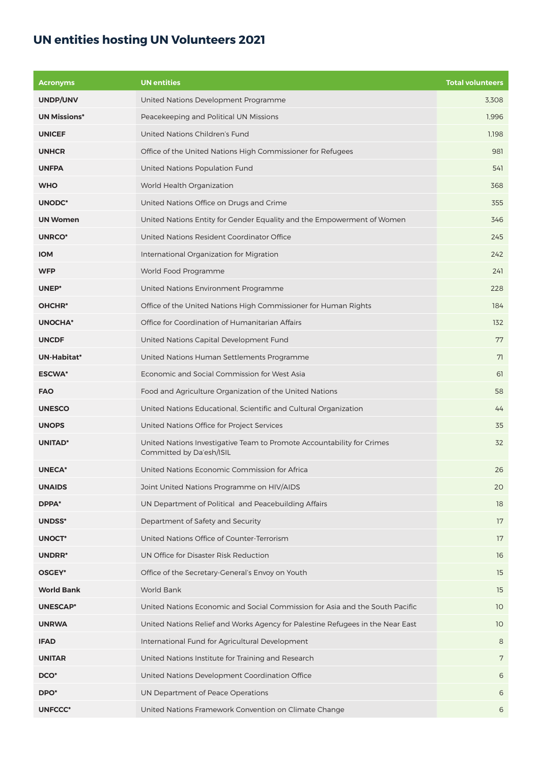## UN entities hosting UN Volunteers 2021

| Acronyms | UN entities | Total volunteers |
|---|---|---|
| **UNDP/UNV** | United Nations Development Programme | 3,308 |
| **UN Missions*** | Peacekeeping and Political UN Missions | 1,996 |
| **UNICEF** | United Nations Children's Fund | 1,198 |
| **UNHCR** | Office of the United Nations High Commissioner for Refugees | 981 |
| **UNFPA** | United Nations Population Fund | 541 |
| **WHO** | World Health Organization | 368 |
| **UNODC*** | United Nations Office on Drugs and Crime | 355 |
| **UN Women** | United Nations Entity for Gender Equality and the Empowerment of Women | 346 |
| **UNRCO*** | United Nations Resident Coordinator Office | 245 |
| **IOM** | International Organization for Migration | 242 |
| **WFP** | World Food Programme | 241 |
| **UNEP*** | United Nations Environment Programme | 228 |
| **OHCHR*** | Office of the United Nations High Commissioner for Human Rights | 184 |
| **UNOCHA*** | Office for Coordination of Humanitarian Affairs | 132 |
| **UNCDF** | United Nations Capital Development Fund | 77 |
| **UN-Habitat*** | United Nations Human Settlements Programme | 71 |
| **ESCWA*** | Economic and Social Commission for West Asia | 61 |
| **FAO** | Food and Agriculture Organization of the United Nations | 58 |
| **UNESCO** | United Nations Educational, Scientific and Cultural Organization | 44 |
| **UNOPS** | United Nations Office for Project Services | 35 |
| **UNITAD*** | United Nations Investigative Team to Promote Accountability for Crimes Committed by Da'esh/ISIL | 32 |
| **UNECA*** | United Nations Economic Commission for Africa | 26 |
| **UNAIDS** | Joint United Nations Programme on HIV/AIDS | 20 |
| **DPPA*** | UN Department of Political and Peacebuilding Affairs | 18 |
| **UNDSS*** | Department of Safety and Security | 17 |
| **UNOCT*** | United Nations Office of Counter-Terrorism | 17 |
| **UNDRR*** | UN Office for Disaster Risk Reduction | 16 |
| **OSGEY*** | Office of the Secretary-General's Envoy on Youth | 15 |
| **World Bank** | World Bank | 15 |
| **UNESCAP*** | United Nations Economic and Social Commission for Asia and the South Pacific | 10 |
| **UNRWA** | United Nations Relief and Works Agency for Palestine Refugees in the Near East | 10 |
| **IFAD** | International Fund for Agricultural Development | 8 |
| **UNITAR** | United Nations Institute for Training and Research | 7 |
| **DCO*** | United Nations Development Coordination Office | 6 |
| **DPO*** | UN Department of Peace Operations | 6 |
| **UNFCCC*** | United Nations Framework Convention on Climate Change | 6 |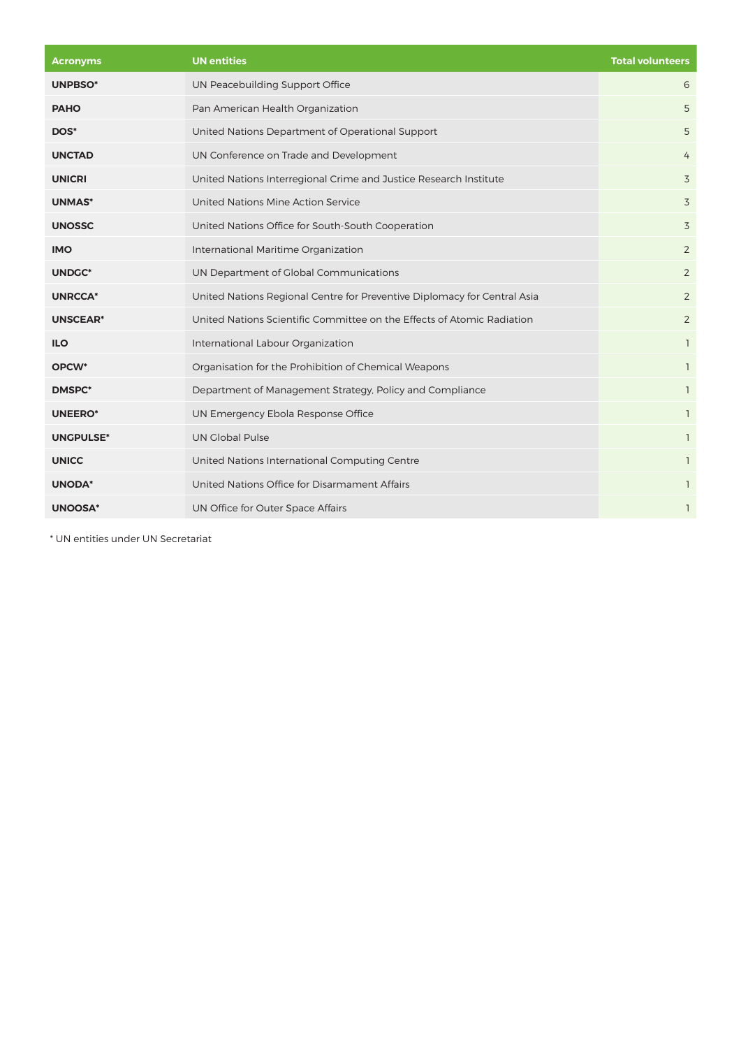| Acronyms | UN entities | Total volunteers |
|---|---|---|
| **UNPBSO*** | UN Peacebuilding Support Office | 6 |
| **PAHO** | Pan American Health Organization | 5 |
| **DOS*** | United Nations Department of Operational Support | 5 |
| **UNCTAD** | UN Conference on Trade and Development | 4 |
| **UNICRI** | United Nations Interregional Crime and Justice Research Institute | 3 |
| **UNMAS*** | United Nations Mine Action Service | 3 |
| **UNOSSC** | United Nations Office for South-South Cooperation | 3 |
| **IMO** | International Maritime Organization | 2 |
| **UNDGC*** | UN Department of Global Communications | 2 |
| **UNRCCA*** | United Nations Regional Centre for Preventive Diplomacy for Central Asia | 2 |
| **UNSCEAR*** | United Nations Scientific Committee on the Effects of Atomic Radiation | 2 |
| **ILO** | International Labour Organization | 1 |
| **OPCW*** | Organisation for the Prohibition of Chemical Weapons | 1 |
| **DMSPC*** | Department of Management Strategy, Policy and Compliance | 1 |
| **UNEERO*** | UN Emergency Ebola Response Office | 1 |
| **UNGPULSE*** | UN Global Pulse | 1 |
| **UNICC** | United Nations International Computing Centre | 1 |
| **UNODA*** | United Nations Office for Disarmament Affairs | 1 |
| **UNOOSA*** | UN Office for Outer Space Affairs | 1 |

* UN entities under UN Secretariat